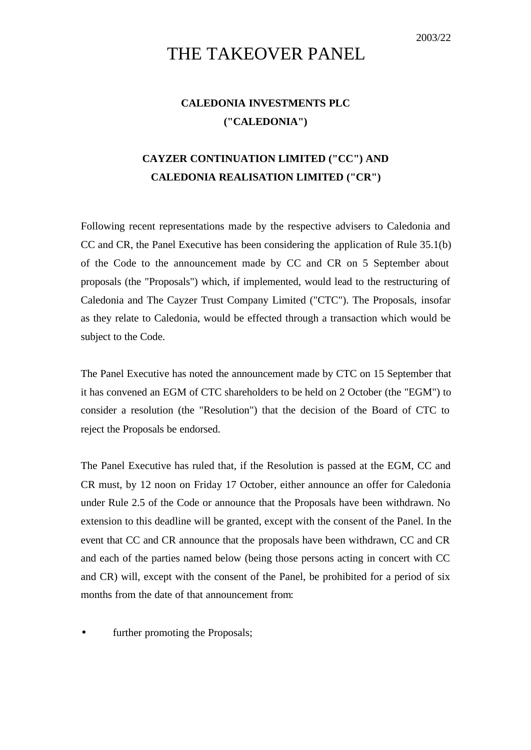2003/22

# THE TAKEOVER PANEL

**CALEDONIA INVESTMENTS PLC**
**("CALEDONIA")**

**CAYZER CONTINUATION LIMITED ("CC") AND**
**CALEDONIA REALISATION LIMITED ("CR")**

Following recent representations made by the respective advisers to Caledonia and CC and CR, the Panel Executive has been considering the application of Rule 35.1(b) of the Code to the announcement made by CC and CR on 5 September about proposals (the "Proposals") which, if implemented, would lead to the restructuring of Caledonia and The Cayzer Trust Company Limited ("CTC"). The Proposals, insofar as they relate to Caledonia, would be effected through a transaction which would be subject to the Code.

The Panel Executive has noted the announcement made by CTC on 15 September that it has convened an EGM of CTC shareholders to be held on 2 October (the "EGM") to consider a resolution (the "Resolution") that the decision of the Board of CTC to reject the Proposals be endorsed.

The Panel Executive has ruled that, if the Resolution is passed at the EGM, CC and CR must, by 12 noon on Friday 17 October, either announce an offer for Caledonia under Rule 2.5 of the Code or announce that the Proposals have been withdrawn. No extension to this deadline will be granted, except with the consent of the Panel. In the event that CC and CR announce that the proposals have been withdrawn, CC and CR and each of the parties named below (being those persons acting in concert with CC and CR) will, except with the consent of the Panel, be prohibited for a period of six months from the date of that announcement from:

- further promoting the Proposals;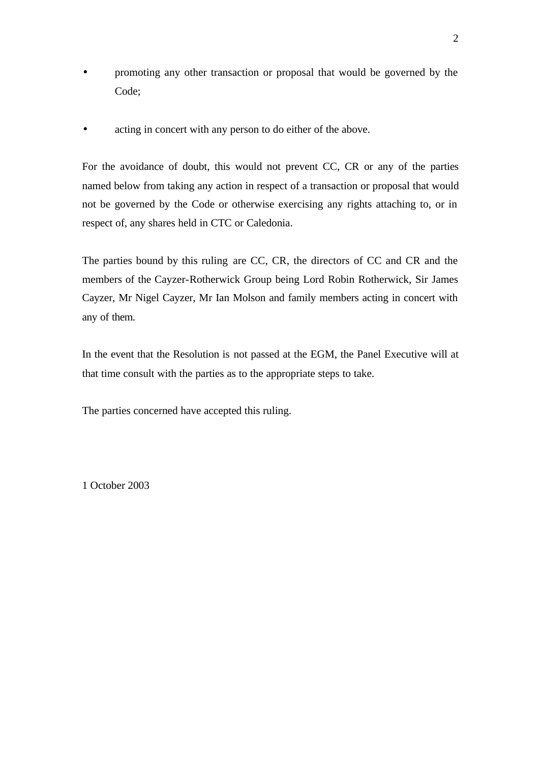- promoting any other transaction or proposal that would be governed by the Code;
- acting in concert with any person to do either of the above.

For the avoidance of doubt, this would not prevent CC, CR or any of the parties named below from taking any action in respect of a transaction or proposal that would not be governed by the Code or otherwise exercising any rights attaching to, or in respect of, any shares held in CTC or Caledonia.

The parties bound by this ruling are CC, CR, the directors of CC and CR and the members of the Cayzer-Rotherwick Group being Lord Robin Rotherwick, Sir James Cayzer, Mr Nigel Cayzer, Mr Ian Molson and family members acting in concert with any of them.

In the event that the Resolution is not passed at the EGM, the Panel Executive will at that time consult with the parties as to the appropriate steps to take.

The parties concerned have accepted this ruling.

1 October 2003